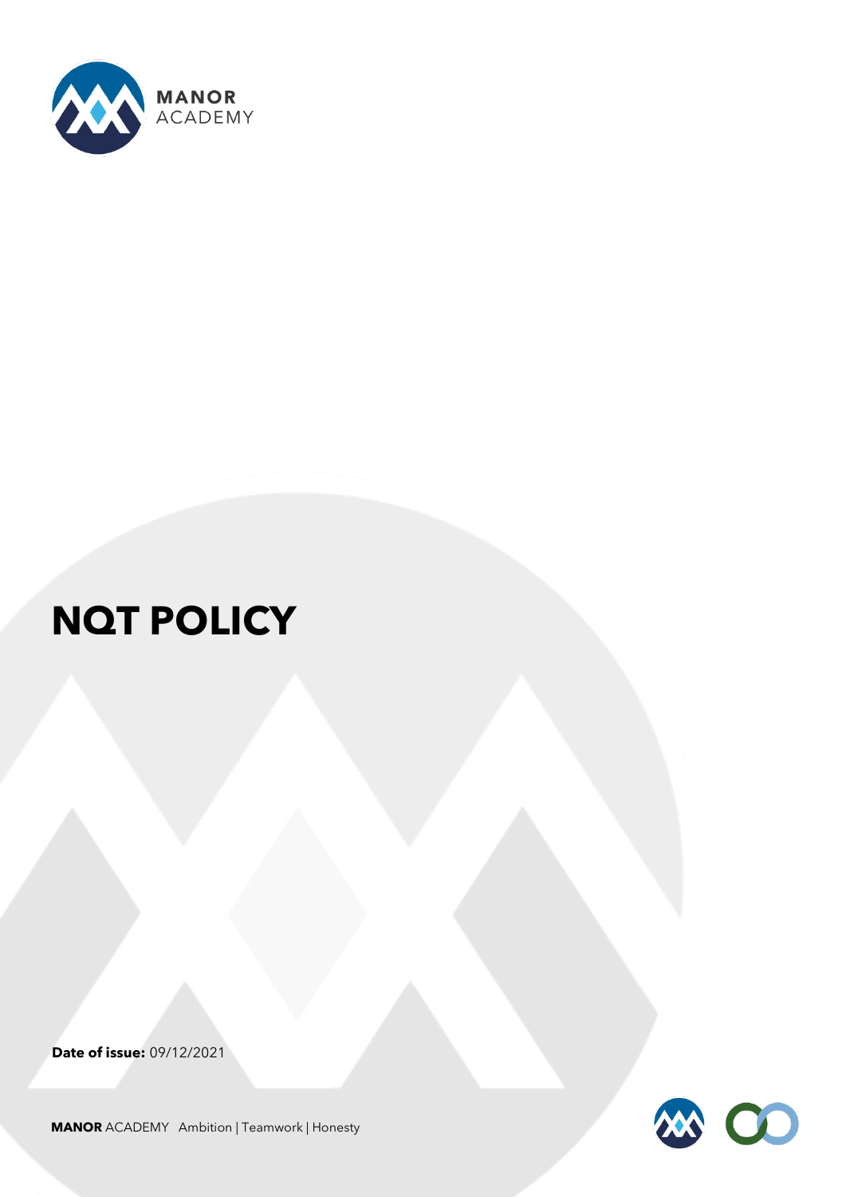MANOR ACADEMY

# NQT POLICY

**Date of issue:** 09/12/2021

**MANOR** ACADEMY Ambition | Teamwork | Honesty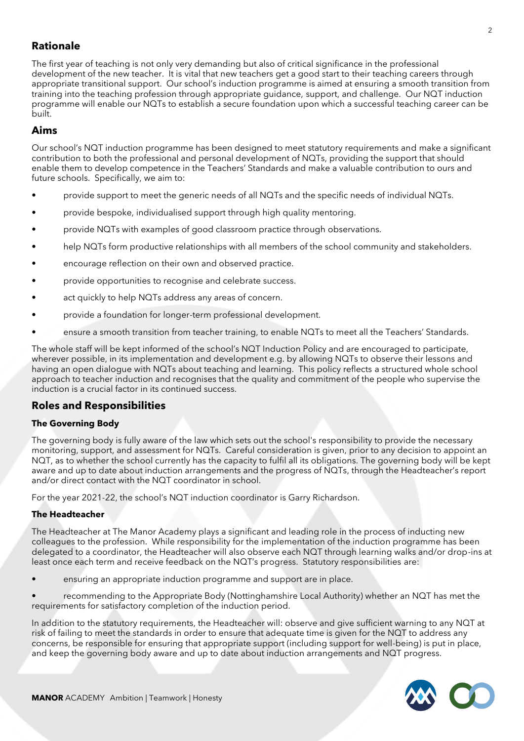## Rationale

The first year of teaching is not only very demanding but also of critical significance in the professional development of the new teacher. It is vital that new teachers get a good start to their teaching careers through appropriate transitional support. Our school's induction programme is aimed at ensuring a smooth transition from training into the teaching profession through appropriate guidance, support, and challenge. Our NQT induction programme will enable our NQTs to establish a secure foundation upon which a successful teaching career can be built.

## Aims

Our school's NQT induction programme has been designed to meet statutory requirements and make a significant contribution to both the professional and personal development of NQTs, providing the support that should enable them to develop competence in the Teachers' Standards and make a valuable contribution to ours and future schools. Specifically, we aim to:

- provide support to meet the generic needs of all NQTs and the specific needs of individual NQTs.
- provide bespoke, individualised support through high quality mentoring.
- provide NQTs with examples of good classroom practice through observations.
- help NQTs form productive relationships with all members of the school community and stakeholders.
- encourage reflection on their own and observed practice.
- provide opportunities to recognise and celebrate success.
- act quickly to help NQTs address any areas of concern.
- provide a foundation for longer-term professional development.
- ensure a smooth transition from teacher training, to enable NQTs to meet all the Teachers' Standards.

The whole staff will be kept informed of the school's NQT Induction Policy and are encouraged to participate, wherever possible, in its implementation and development e.g. by allowing NQTs to observe their lessons and having an open dialogue with NQTs about teaching and learning. This policy reflects a structured whole school approach to teacher induction and recognises that the quality and commitment of the people who supervise the induction is a crucial factor in its continued success.

## Roles and Responsibilities

### The Governing Body

The governing body is fully aware of the law which sets out the school's responsibility to provide the necessary monitoring, support, and assessment for NQTs. Careful consideration is given, prior to any decision to appoint an NQT, as to whether the school currently has the capacity to fulfil all its obligations. The governing body will be kept aware and up to date about induction arrangements and the progress of NQTs, through the Headteacher's report and/or direct contact with the NQT coordinator in school.

For the year 2021-22, the school's NQT induction coordinator is Garry Richardson.

### The Headteacher

The Headteacher at The Manor Academy plays a significant and leading role in the process of inducting new colleagues to the profession. While responsibility for the implementation of the induction programme has been delegated to a coordinator, the Headteacher will also observe each NQT through learning walks and/or drop-ins at least once each term and receive feedback on the NQT's progress. Statutory responsibilities are:

- ensuring an appropriate induction programme and support are in place.
- recommending to the Appropriate Body (Nottinghamshire Local Authority) whether an NQT has met the requirements for satisfactory completion of the induction period.

In addition to the statutory requirements, the Headteacher will: observe and give sufficient warning to any NQT at risk of failing to meet the standards in order to ensure that adequate time is given for the NQT to address any concerns, be responsible for ensuring that appropriate support (including support for well-being) is put in place, and keep the governing body aware and up to date about induction arrangements and NQT progress.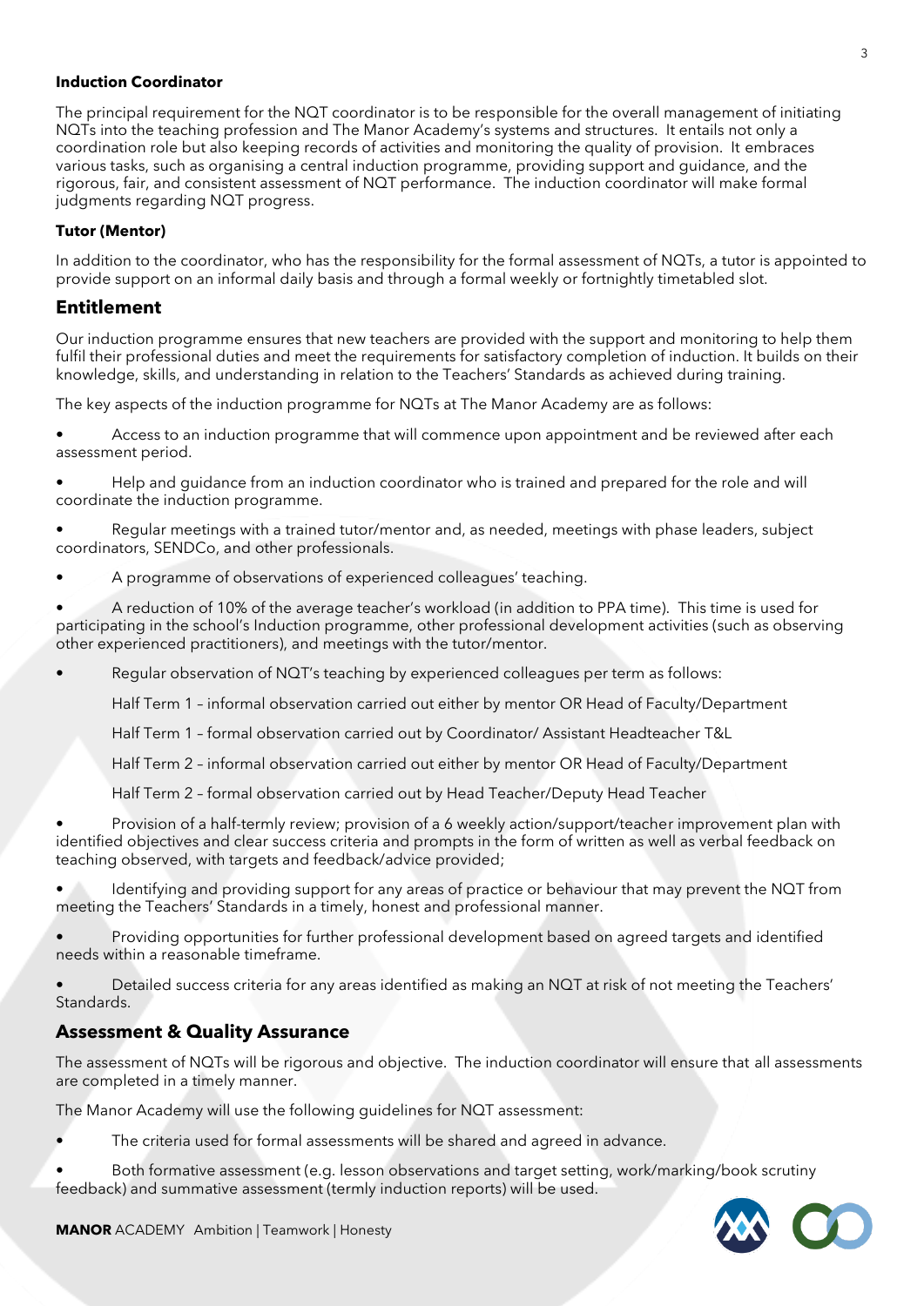**Induction Coordinator**

The principal requirement for the NQT coordinator is to be responsible for the overall management of initiating NQTs into the teaching profession and The Manor Academy's systems and structures. It entails not only a coordination role but also keeping records of activities and monitoring the quality of provision. It embraces various tasks, such as organising a central induction programme, providing support and guidance, and the rigorous, fair, and consistent assessment of NQT performance. The induction coordinator will make formal judgments regarding NQT progress.

**Tutor (Mentor)**

In addition to the coordinator, who has the responsibility for the formal assessment of NQTs, a tutor is appointed to provide support on an informal daily basis and through a formal weekly or fortnightly timetabled slot.

## Entitlement

Our induction programme ensures that new teachers are provided with the support and monitoring to help them fulfil their professional duties and meet the requirements for satisfactory completion of induction. It builds on their knowledge, skills, and understanding in relation to the Teachers' Standards as achieved during training.

The key aspects of the induction programme for NQTs at The Manor Academy are as follows:

- Access to an induction programme that will commence upon appointment and be reviewed after each assessment period.
- Help and guidance from an induction coordinator who is trained and prepared for the role and will coordinate the induction programme.
- Regular meetings with a trained tutor/mentor and, as needed, meetings with phase leaders, subject coordinators, SENDCo, and other professionals.
- A programme of observations of experienced colleagues' teaching.
- A reduction of 10% of the average teacher's workload (in addition to PPA time). This time is used for participating in the school's Induction programme, other professional development activities (such as observing other experienced practitioners), and meetings with the tutor/mentor.
- Regular observation of NQT's teaching by experienced colleagues per term as follows:

  Half Term 1 – informal observation carried out either by mentor OR Head of Faculty/Department

  Half Term 1 – formal observation carried out by Coordinator/ Assistant Headteacher T&L

  Half Term 2 – informal observation carried out either by mentor OR Head of Faculty/Department

  Half Term 2 – formal observation carried out by Head Teacher/Deputy Head Teacher

- Provision of a half-termly review; provision of a 6 weekly action/support/teacher improvement plan with identified objectives and clear success criteria and prompts in the form of written as well as verbal feedback on teaching observed, with targets and feedback/advice provided;
- Identifying and providing support for any areas of practice or behaviour that may prevent the NQT from meeting the Teachers' Standards in a timely, honest and professional manner.
- Providing opportunities for further professional development based on agreed targets and identified needs within a reasonable timeframe.
- Detailed success criteria for any areas identified as making an NQT at risk of not meeting the Teachers' Standards.

## Assessment & Quality Assurance

The assessment of NQTs will be rigorous and objective. The induction coordinator will ensure that all assessments are completed in a timely manner.

The Manor Academy will use the following guidelines for NQT assessment:

- The criteria used for formal assessments will be shared and agreed in advance.
- Both formative assessment (e.g. lesson observations and target setting, work/marking/book scrutiny feedback) and summative assessment (termly induction reports) will be used.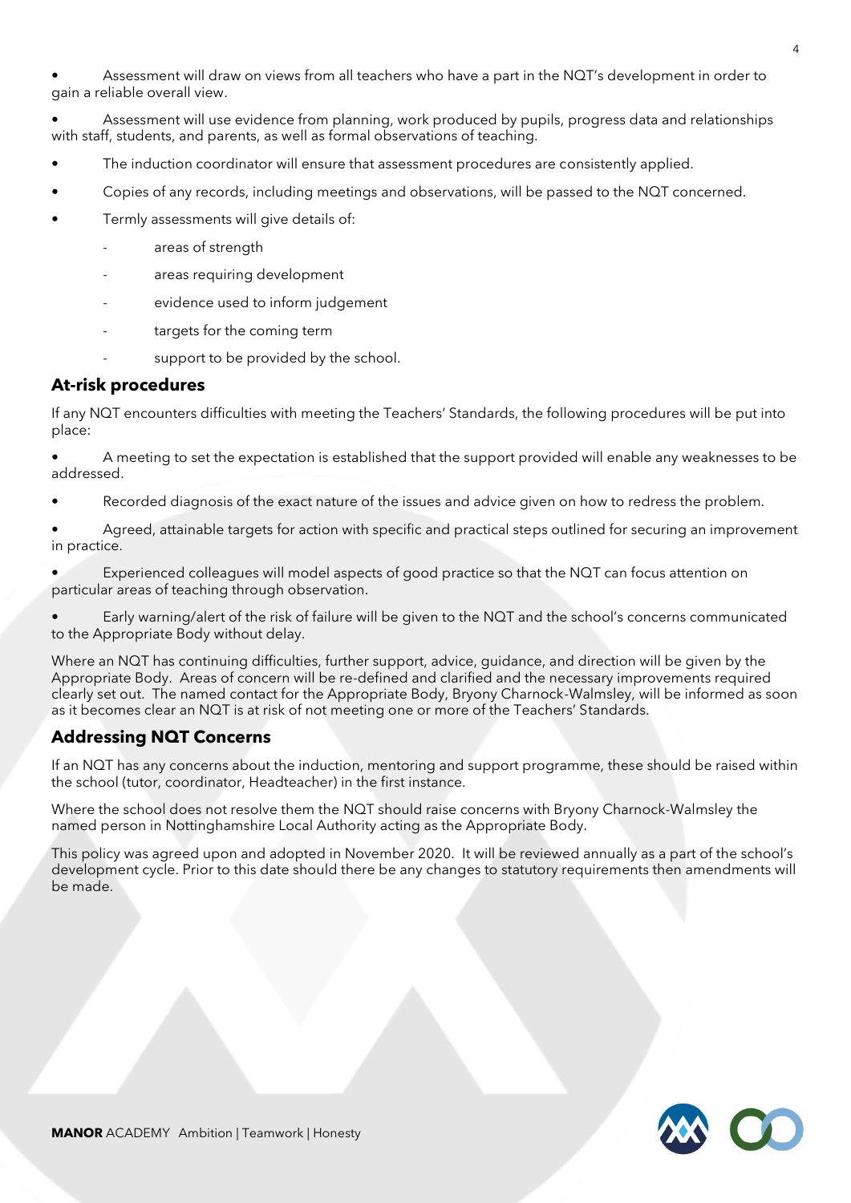- Assessment will draw on views from all teachers who have a part in the NQT's development in order to gain a reliable overall view.
- Assessment will use evidence from planning, work produced by pupils, progress data and relationships with staff, students, and parents, as well as formal observations of teaching.
- The induction coordinator will ensure that assessment procedures are consistently applied.
- Copies of any records, including meetings and observations, will be passed to the NQT concerned.
- Termly assessments will give details of:
    - areas of strength
    - areas requiring development
    - evidence used to inform judgement
    - targets for the coming term
    - support to be provided by the school.

## At-risk procedures

If any NQT encounters difficulties with meeting the Teachers' Standards, the following procedures will be put into place:

- A meeting to set the expectation is established that the support provided will enable any weaknesses to be addressed.
- Recorded diagnosis of the exact nature of the issues and advice given on how to redress the problem.
- Agreed, attainable targets for action with specific and practical steps outlined for securing an improvement in practice.
- Experienced colleagues will model aspects of good practice so that the NQT can focus attention on particular areas of teaching through observation.
- Early warning/alert of the risk of failure will be given to the NQT and the school's concerns communicated to the Appropriate Body without delay.

Where an NQT has continuing difficulties, further support, advice, guidance, and direction will be given by the Appropriate Body. Areas of concern will be re-defined and clarified and the necessary improvements required clearly set out. The named contact for the Appropriate Body, Bryony Charnock-Walmsley, will be informed as soon as it becomes clear an NQT is at risk of not meeting one or more of the Teachers' Standards.

## Addressing NQT Concerns

If an NQT has any concerns about the induction, mentoring and support programme, these should be raised within the school (tutor, coordinator, Headteacher) in the first instance.

Where the school does not resolve them the NQT should raise concerns with Bryony Charnock-Walmsley the named person in Nottinghamshire Local Authority acting as the Appropriate Body.

This policy was agreed upon and adopted in November 2020. It will be reviewed annually as a part of the school's development cycle. Prior to this date should there be any changes to statutory requirements then amendments will be made.